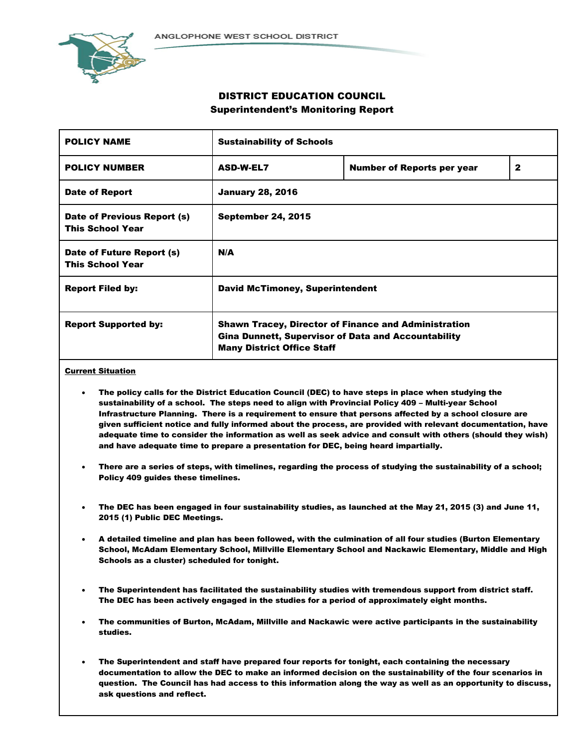ANGLOPHONE WEST SCHOOL DISTRICT

# DISTRICT EDUCATION COUNCIL
## Superintendent's Monitoring Report

| POLICY NAME | Sustainability of Schools | | |
|---|---|---|---|
| **POLICY NUMBER** | **ASD-W-EL7** | **Number of Reports per year** | **2** |
| **Date of Report** | **January 28, 2016** | | |
| **Date of Previous Report (s) This School Year** | **September 24, 2015** | | |
| **Date of Future Report (s) This School Year** | **N/A** | | |
| **Report Filed by:** | **David McTimoney, Superintendent** | | |
| **Report Supported by:** | **Shawn Tracey, Director of Finance and Administration<br>Gina Dunnett, Supervisor of Data and Accountability<br>Many District Office Staff** | | |

**Current Situation**

- **The policy calls for the District Education Council (DEC) to have steps in place when studying the sustainability of a school. The steps need to align with Provincial Policy 409 – Multi-year School Infrastructure Planning. There is a requirement to ensure that persons affected by a school closure are given sufficient notice and fully informed about the process, are provided with relevant documentation, have adequate time to consider the information as well as seek advice and consult with others (should they wish) and have adequate time to prepare a presentation for DEC, being heard impartially.**

- **There are a series of steps, with timelines, regarding the process of studying the sustainability of a school; Policy 409 guides these timelines.**

- **The DEC has been engaged in four sustainability studies, as launched at the May 21, 2015 (3) and June 11, 2015 (1) Public DEC Meetings.**

- **A detailed timeline and plan has been followed, with the culmination of all four studies (Burton Elementary School, McAdam Elementary School, Millville Elementary School and Nackawic Elementary, Middle and High Schools as a cluster) scheduled for tonight.**

- **The Superintendent has facilitated the sustainability studies with tremendous support from district staff. The DEC has been actively engaged in the studies for a period of approximately eight months.**

- **The communities of Burton, McAdam, Millville and Nackawic were active participants in the sustainability studies.**

- **The Superintendent and staff have prepared four reports for tonight, each containing the necessary documentation to allow the DEC to make an informed decision on the sustainability of the four scenarios in question. The Council has had access to this information along the way as well as an opportunity to discuss, ask questions and reflect.**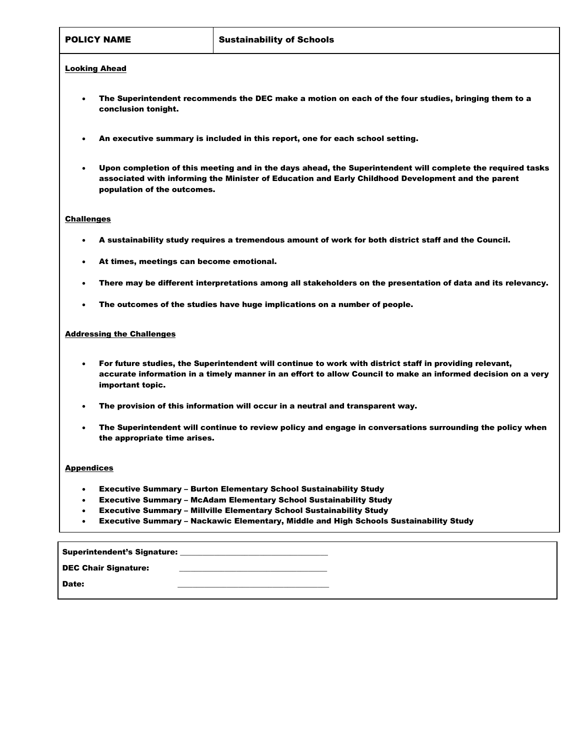| POLICY NAME | Sustainability of Schools |
| --- | --- |

**Looking Ahead**

- **The Superintendent recommends the DEC make a motion on each of the four studies, bringing them to a conclusion tonight.**
- **An executive summary is included in this report, one for each school setting.**
- **Upon completion of this meeting and in the days ahead, the Superintendent will complete the required tasks associated with informing the Minister of Education and Early Childhood Development and the parent population of the outcomes.**

**Challenges**

- **A sustainability study requires a tremendous amount of work for both district staff and the Council.**
- **At times, meetings can become emotional.**
- **There may be different interpretations among all stakeholders on the presentation of data and its relevancy.**
- **The outcomes of the studies have huge implications on a number of people.**

**Addressing the Challenges**

- **For future studies, the Superintendent will continue to work with district staff in providing relevant, accurate information in a timely manner in an effort to allow Council to make an informed decision on a very important topic.**
- **The provision of this information will occur in a neutral and transparent way.**
- **The Superintendent will continue to review policy and engage in conversations surrounding the policy when the appropriate time arises.**

**Appendices**

- **Executive Summary – Burton Elementary School Sustainability Study**
- **Executive Summary – McAdam Elementary School Sustainability Study**
- **Executive Summary – Millville Elementary School Sustainability Study**
- **Executive Summary – Nackawic Elementary, Middle and High Schools Sustainability Study**

**Superintendent's Signature:** ____________________________

**DEC Chair Signature:** ____________________________

**Date:** ____________________________